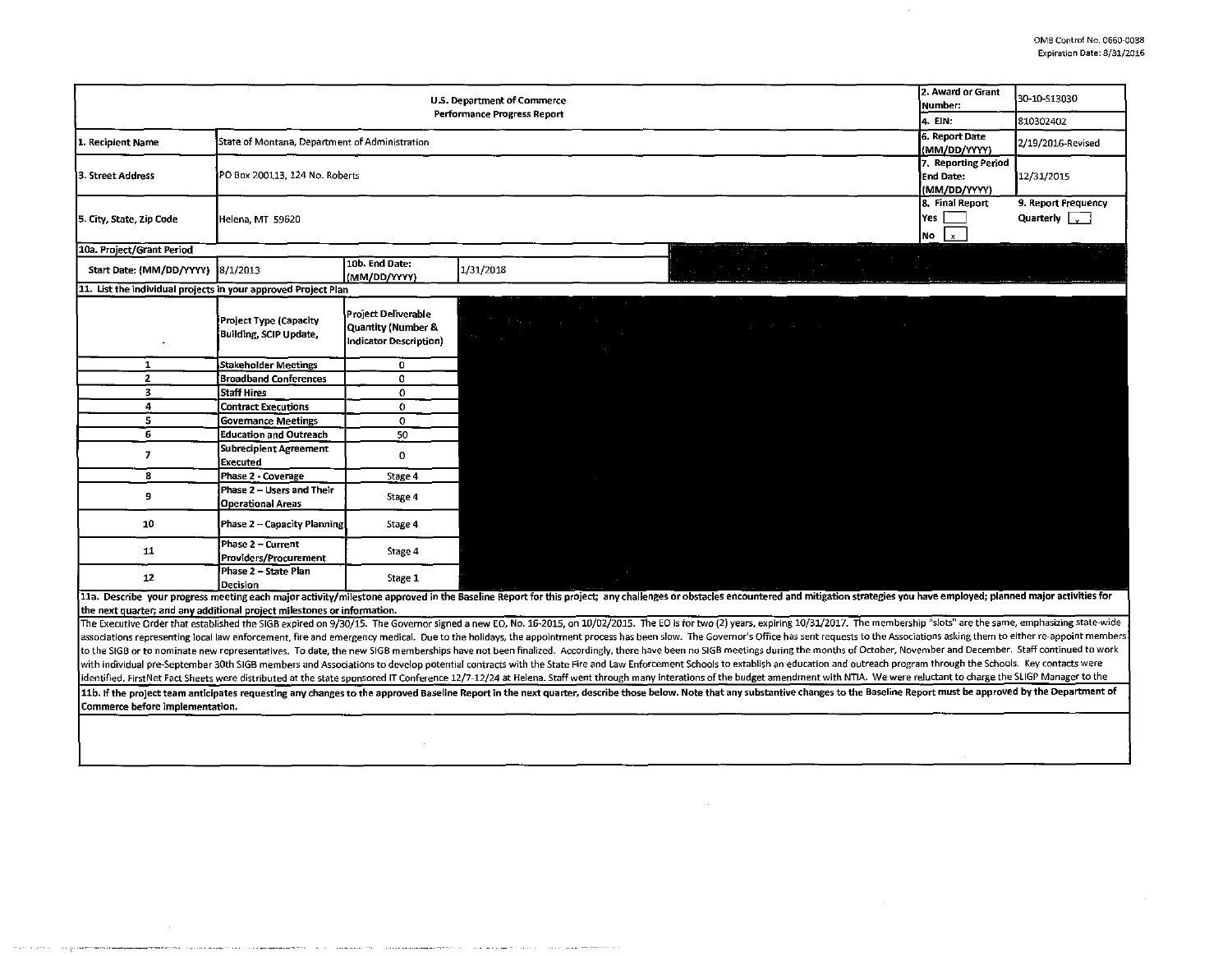OMB Control No. 0660-0038
Expiration Date: 8/31/2016

| U.S. Department of Commerce Performance Progress Report | | | | 2. Award or Grant Number: | 30-10-S13030 |
|---|---|---|---|---|---|
| | | | | 4. EIN: | 810302402 |
| 1. Recipient Name | State of Montana, Department of Administration | | | 6. Report Date (MM/DD/YYYY) | 2/19/2016-Revised |
| 3. Street Address | PO Box 200113, 124 No. Roberts | | | 7. Reporting Period End Date: (MM/DD/YYYY) | 12/31/2015 |
| 5. City, State, Zip Code | Helena, MT 59620 | | | 8. Final Report Yes [ ] No [x] | 9. Report Frequency Quarterly [x] |
| 10a. Project/Grant Period | | | | | |
| Start Date: (MM/DD/YYYY) | 8/1/2013 | 10b. End Date: (MM/DD/YYYY) | 1/31/2018 | | |

**11. List the individual projects in your approved Project Plan**

| | Project Type (Capacity Building, SCIP Update, | Project Deliverable Quantity (Number & Indicator Description) |
|---|---|---|
| 1 | Stakeholder Meetings | 0 |
| 2 | Broadband Conferences | 0 |
| 3 | Staff Hires | 0 |
| 4 | Contract Executions | 0 |
| 5 | Governance Meetings | 0 |
| 6 | Education and Outreach | 50 |
| 7 | Subrecipient Agreement Executed | 0 |
| 8 | Phase 2 - Coverage | Stage 4 |
| 9 | Phase 2 – Users and Their Operational Areas | Stage 4 |
| 10 | Phase 2 – Capacity Planning | Stage 4 |
| 11 | Phase 2 – Current Providers/Procurement | Stage 4 |
| 12 | Phase 2 – State Plan Decision | Stage 1 |

**11a. Describe your progress meeting each major activity/milestone approved in the Baseline Report for this project; any challenges or obstacles encountered and mitigation strategies you have employed; planned major activities for the next quarter; and any additional project milestones or information.**

The Executive Order that established the SIGB expired on 9/30/15. The Governor signed a new EO, No. 16-2015, on 10/02/2015. The EO is for two (2) years, expiring 10/31/2017. The membership "slots" are the same, emphasizing state-wide associations representing local law enforcement, fire and emergency medical. Due to the holidays, the appointment process has been slow. The Governor's Office has sent requests to the Associations asking them to either re-appoint members to the SIGB or to nominate new representatives. To date, the new SIGB memberships have not been finalized. Accordingly, there have been no SIGB meetings during the months of October, November and December. Staff continued to work with individual pre-September 30th SIGB members and Associations to develop potential contracts with the State Fire and Law Enforcement Schools to extablish an education and outreach program through the Schools. Key contacts were identified. FirstNet Fact Sheets were distributed at the state sponsored IT Conference 12/7-12/24 at Helena. Staff went through many interations of the budget amendment with NTIA. We were reluctant to charge the SLIGP Manager to the

**11b. If the project team anticipates requesting any changes to the approved Baseline Report in the next quarter, describe those below. Note that any substantive changes to the Baseline Report must be approved by the Department of Commerce before implementation.**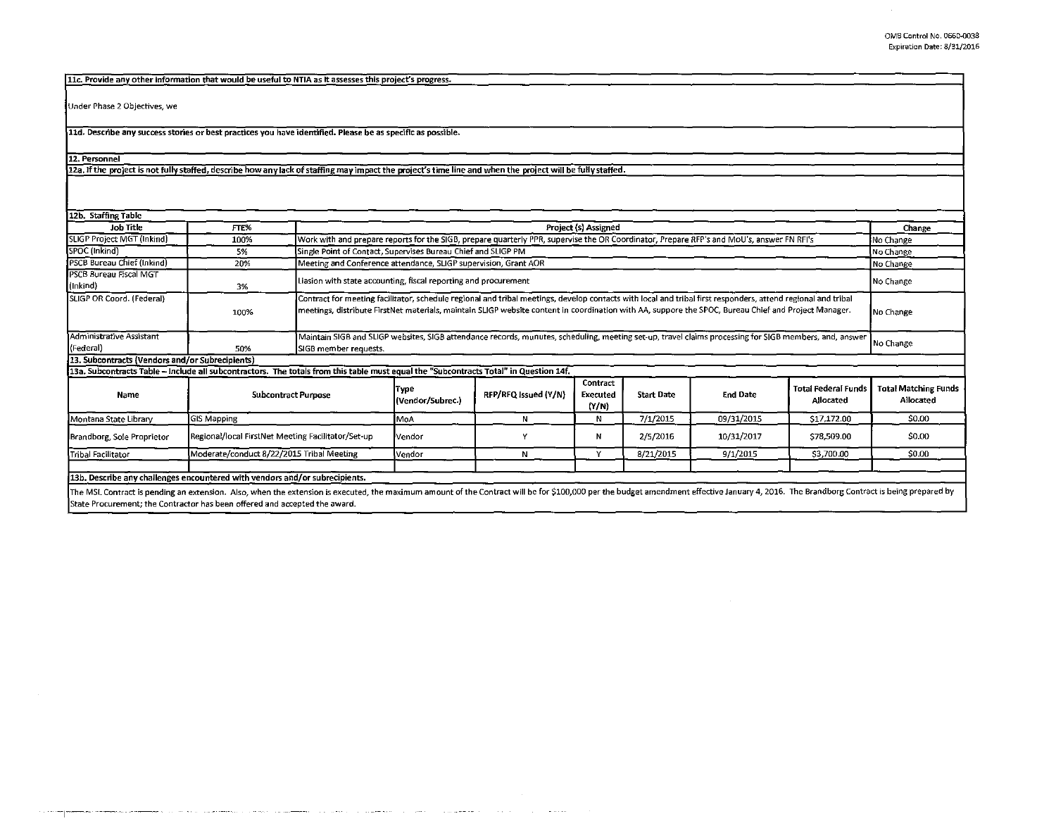**11c. Provide any other information that would be useful to NTIA as it assesses this project's progress.**

Under Phase 2 Objectives, we

**11d. Describe any success stories or best practices you have identified. Please be as specific as possible.**

**12. Personnel**

**12a. If the project is not fully staffed, describe how any lack of staffing may impact the project's time line and when the project will be fully staffed.**

**12b. Staffing Table**

| Job Title | FTE% | Project (s) Assigned | Change |
|---|---|---|---|
| SLIGP Project MGT (Inkind) | 100% | Work with and prepare reports for the SIGB, prepare quarterly PPR, supervise the OR Coordinator, Prepare RFP's and MoU's, answer FN RFI's | No Change |
| SPOC (Inkind) | 5% | Single Point of Contact, Supervises Bureau Chief and SLIGP PM | No Change |
| PSCB Bureau Chief (Inkind) | 20% | Meeting and Conference attendance, SLIGP supervision, Grant AOR | No Change |
| PSCB Bureau Fiscal MGT (Inkind) | 3% | Liasion with state accounting, fiscal reporting and procurement | No Change |
| SLIGP OR Coord. (Federal) | 100% | Contract for meeting facilitator, schedule regional and tribal meetings, develop contacts with local and tribal first responders, attend regional and tribal meetings, distribute FirstNet materials, maintain SLIGP website content in coordination with AA, suppore the SPOC, Bureau Chief and Project Manager. | No Change |
| Administrative Assistant (Federal) | 50% | Maintain SIGB and SLIGP websites, SIGB attendance records, munutes, scheduling, meeting set-up, travel claims processing for SIGB members, and, answer SIGB member requests. | No Change |

**13. Subcontracts (Vendors and/or Subrecipients)**

**13a. Subcontracts Table – Include all subcontractors. The totals from this table must equal the "Subcontracts Total" in Question 14f.**

| Name | Subcontract Purpose | Type (Vendor/Subrec.) | RFP/RFQ Issued (Y/N) | Contract Executed (Y/N) | Start Date | End Date | Total Federal Funds Allocated | Total Matching Funds Allocated |
|---|---|---|---|---|---|---|---|---|
| Montana State Library | GIS Mapping | MoA | N | N | 7/1/2015 | 09/31/2015 | $17,172.00 | $0.00 |
| Brandborg, Sole Proprietor | Regional/local FirstNet Meeting Facilitator/Set-up | Vendor | Y | N | 2/5/2016 | 10/31/2017 | $78,509.00 | $0.00 |
| Tribal Facilitator | Moderate/conduct 8/22/2015 Tribal Meeting | Vendor | N | Y | 8/21/2015 | 9/1/2015 | $3,700.00 | $0.00 |
| | | | | | | | | |

**13b. Describe any challenges encountered with vendors and/or subrecipients.**

The MSL Contract is pending an extension. Also, when the extension is executed, the maximum amount of the Contract will be for $100,000 per the budget amendment effective January 4, 2016. The Brandborg Contract is being prepared by State Procurement; the Contractor has been offered and accepted the award.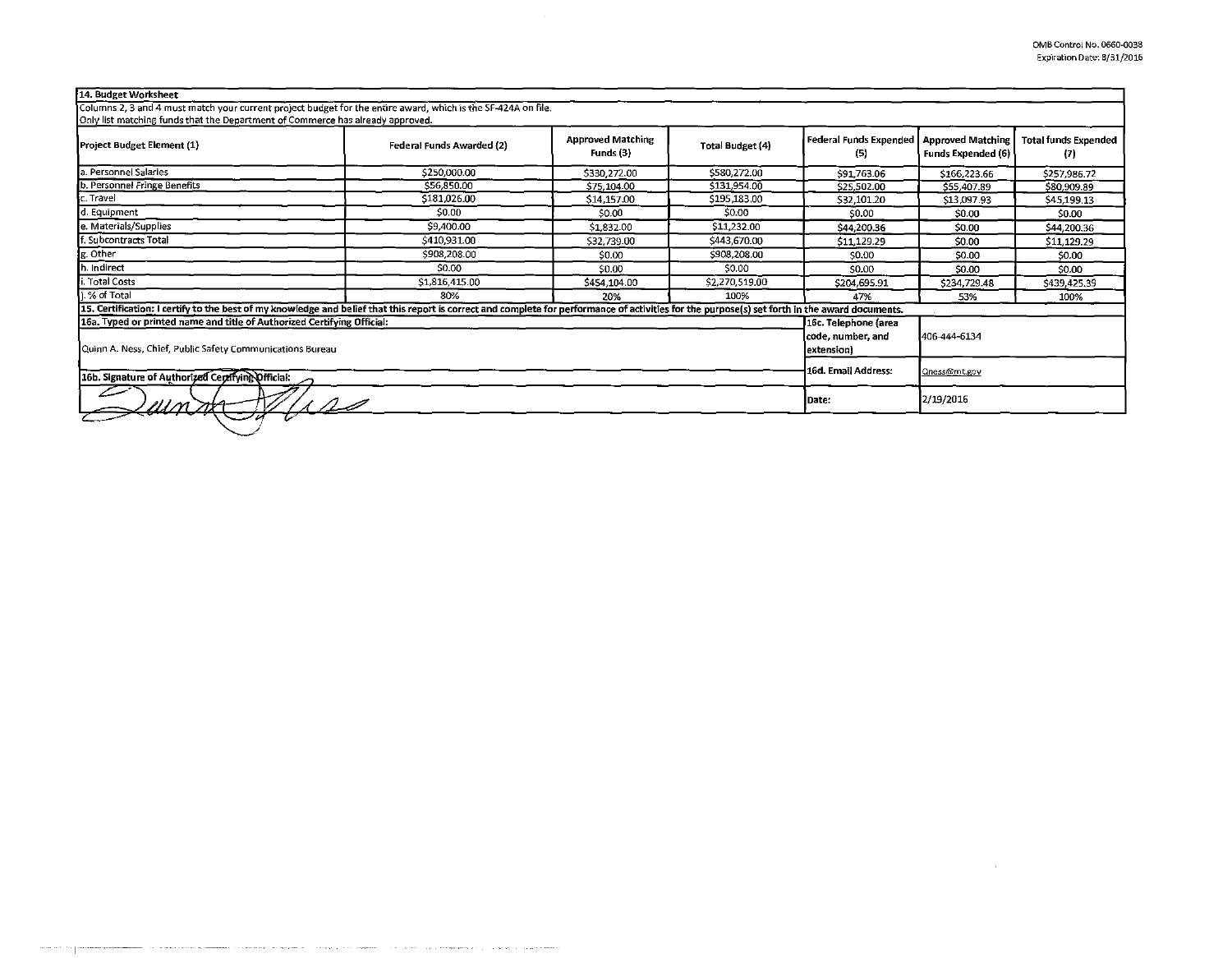OMB Control No. 0660-0038
Expiration Date: 8/31/2016

## 14. Budget Worksheet

Columns 2, 3 and 4 must match your current project budget for the entire award, which is the SF-424A on file.
Only list matching funds that the Department of Commerce has already approved.

| Project Budget Element (1) | Federal Funds Awarded (2) | Approved Matching Funds (3) | Total Budget (4) | Federal Funds Expended (5) | Approved Matching Funds Expended (6) | Total funds Expended (7) |
|---|---|---|---|---|---|---|
| a. Personnel Salaries | $250,000.00 | $330,272.00 | $580,272.00 | $91,763.06 | $166,223.66 | $257,986.72 |
| b. Personnel Fringe Benefits | $56,850.00 | $75,104.00 | $131,954.00 | $25,502.00 | $55,407.89 | $80,909.89 |
| c. Travel | $181,026.00 | $14,157.00 | $195,183.00 | $32,101.20 | $13,097.93 | $45,199.13 |
| d. Equipment | $0.00 | $0.00 | $0.00 | $0.00 | $0.00 | $0.00 |
| e. Materials/Supplies | $9,400.00 | $1,832.00 | $11,232.00 | $44,200.36 | $0.00 | $44,200.36 |
| f. Subcontracts Total | $410,931.00 | $32,739.00 | $443,670.00 | $11,129.29 | $0.00 | $11,129.29 |
| g. Other | $908,208.00 | $0.00 | $908,208.00 | $0.00 | $0.00 | $0.00 |
| h. Indirect | $0.00 | $0.00 | $0.00 | $0.00 | $0.00 | $0.00 |
| i. Total Costs | $1,816,415.00 | $454,104.00 | $2,270,519.00 | $204,695.91 | $234,729.48 | $439,425.39 |
| j. % of Total | 80% | 20% | 100% | 47% | 53% | 100% |

**15. Certification: I certify to the best of my knowledge and belief that this report is correct and complete for performance of activities for the purpose(s) set forth in the award documents.**

| | | |
|---|---|---|
| **16a. Typed or printed name and title of Authorized Certifying Official:** Quinn A. Ness, Chief, Public Safety Communications Bureau | 16c. Telephone (area code, number, and extension) | 406-444-6134 |
| **16b. Signature of Authorized Certifying Official:** | 16d. Email Address: | Qness@mt.gov |
| | Date: | 2/19/2016 |